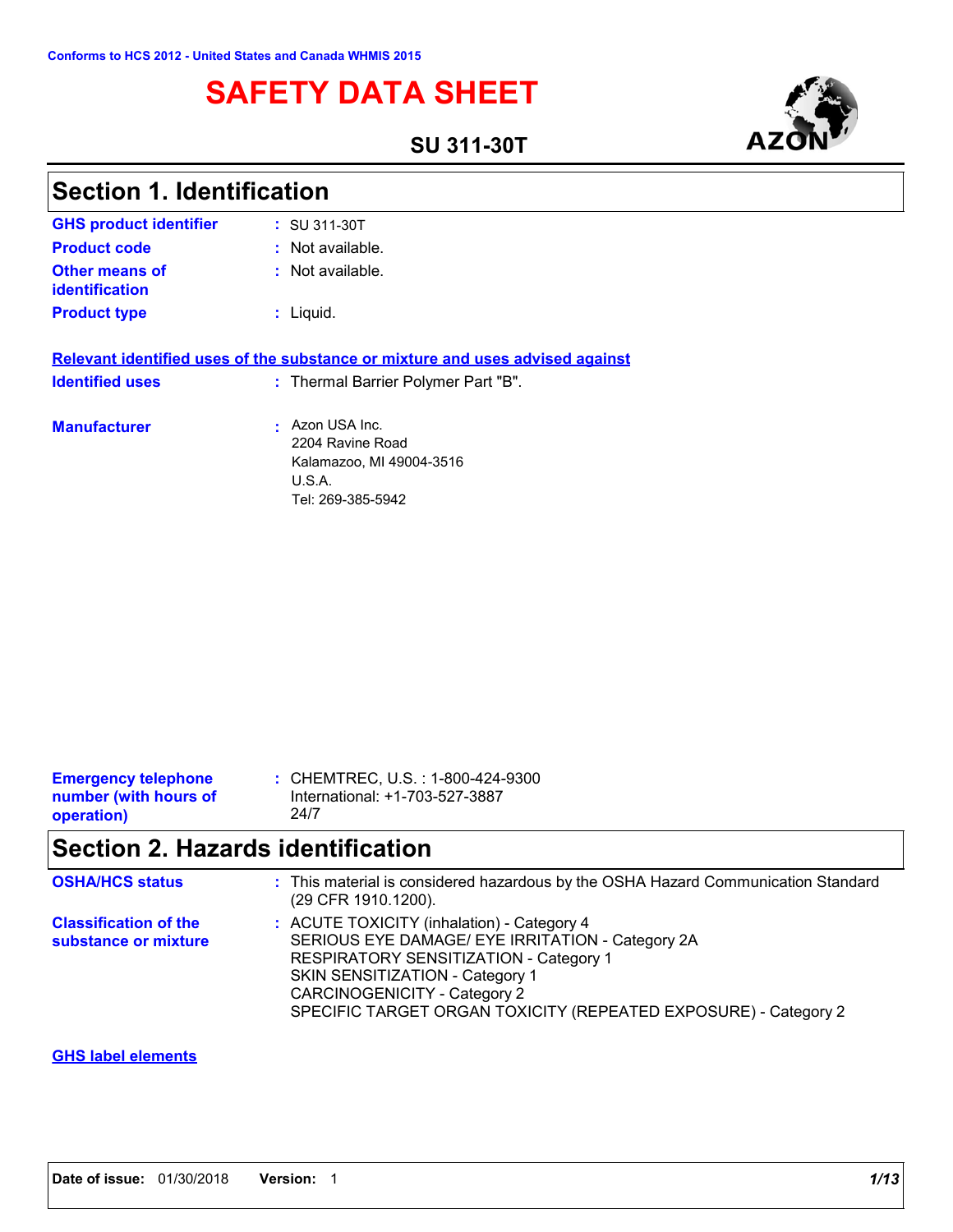Conforms to HCS 2012 - United States and Canada WHMIS 2015

# SAFETY DATA SHEET

**SU 311-30T**

## Section 1. Identification

| | |
|---|---|
| **GHS product identifier** | : SU 311-30T |
| **Product code** | : Not available. |
| **Other means of identification** | : Not available. |
| **Product type** | : Liquid. |

**Relevant identified uses of the substance or mixture and uses advised against**

| | |
|---|---|
| **Identified uses** | : Thermal Barrier Polymer Part "B". |
| **Manufacturer** | : Azon USA Inc.<br>2204 Ravine Road<br>Kalamazoo, MI 49004-3516<br>U.S.A.<br>Tel: 269-385-5942 |
| **Emergency telephone number (with hours of operation)** | : CHEMTREC, U.S. : 1-800-424-9300<br>International: +1-703-527-3887<br>24/7 |

## Section 2. Hazards identification

| | |
|---|---|
| **OSHA/HCS status** | : This material is considered hazardous by the OSHA Hazard Communication Standard (29 CFR 1910.1200). |
| **Classification of the substance or mixture** | : ACUTE TOXICITY (inhalation) - Category 4<br>SERIOUS EYE DAMAGE/ EYE IRRITATION - Category 2A<br>RESPIRATORY SENSITIZATION - Category 1<br>SKIN SENSITIZATION - Category 1<br>CARCINOGENICITY - Category 2<br>SPECIFIC TARGET ORGAN TOXICITY (REPEATED EXPOSURE) - Category 2 |

**GHS label elements**

**Date of issue:** 01/30/2018 **Version:** 1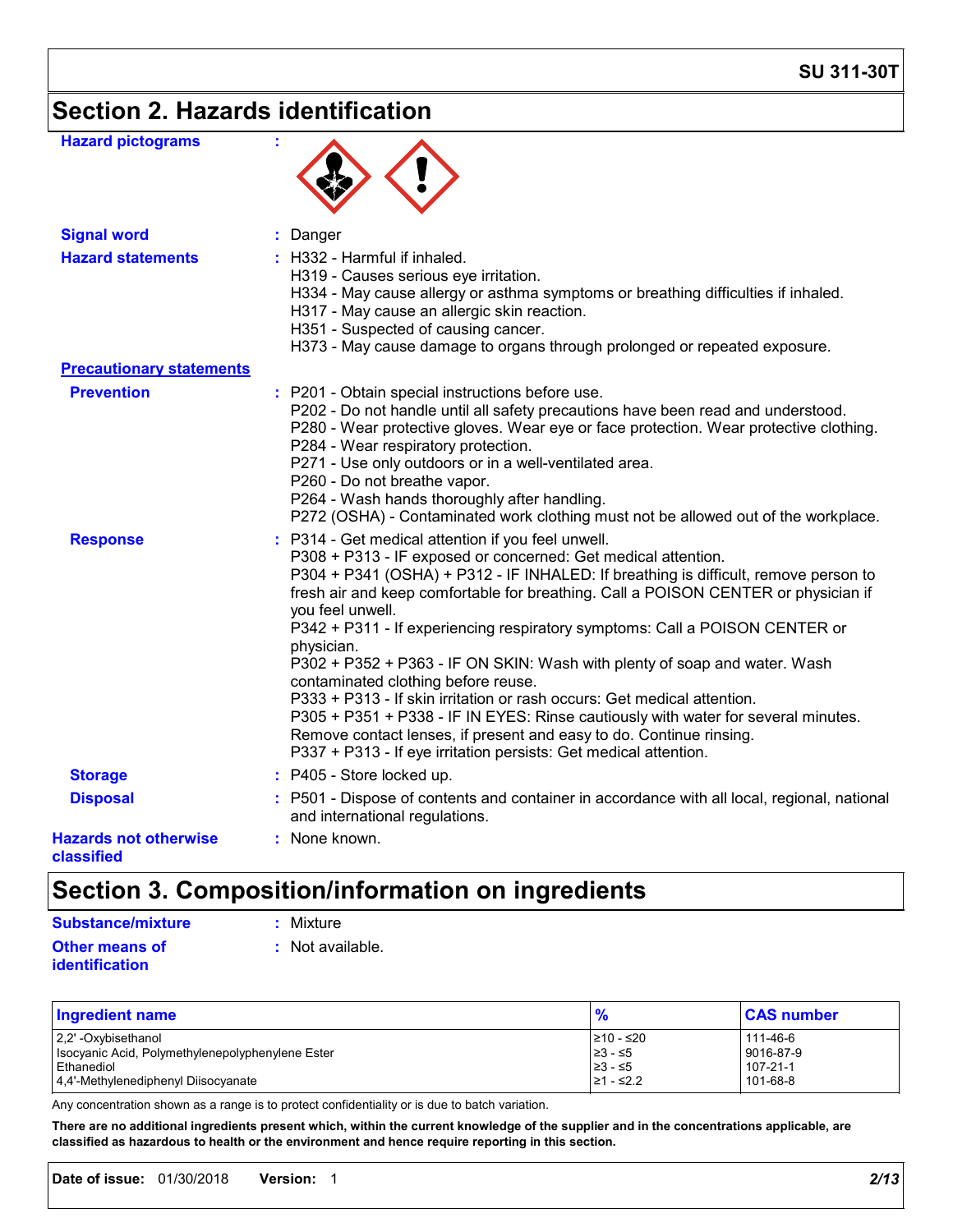## Section 2. Hazards identification

**Hazard pictograms** :

**Signal word** : Danger

**Hazard statements** : H332 - Harmful if inhaled.
H319 - Causes serious eye irritation.
H334 - May cause allergy or asthma symptoms or breathing difficulties if inhaled.
H317 - May cause an allergic skin reaction.
H351 - Suspected of causing cancer.
H373 - May cause damage to organs through prolonged or repeated exposure.

**Precautionary statements**

**Prevention** : P201 - Obtain special instructions before use.
P202 - Do not handle until all safety precautions have been read and understood.
P280 - Wear protective gloves. Wear eye or face protection. Wear protective clothing.
P284 - Wear respiratory protection.
P271 - Use only outdoors or in a well-ventilated area.
P260 - Do not breathe vapor.
P264 - Wash hands thoroughly after handling.
P272 (OSHA) - Contaminated work clothing must not be allowed out of the workplace.

**Response** : P314 - Get medical attention if you feel unwell.
P308 + P313 - IF exposed or concerned: Get medical attention.
P304 + P341 (OSHA) + P312 - IF INHALED: If breathing is difficult, remove person to fresh air and keep comfortable for breathing. Call a POISON CENTER or physician if you feel unwell.
P342 + P311 - If experiencing respiratory symptoms: Call a POISON CENTER or physician.
P302 + P352 + P363 - IF ON SKIN: Wash with plenty of soap and water. Wash contaminated clothing before reuse.
P333 + P313 - If skin irritation or rash occurs: Get medical attention.
P305 + P351 + P338 - IF IN EYES: Rinse cautiously with water for several minutes. Remove contact lenses, if present and easy to do. Continue rinsing.
P337 + P313 - If eye irritation persists: Get medical attention.

**Storage** : P405 - Store locked up.

**Disposal** : P501 - Dispose of contents and container in accordance with all local, regional, national and international regulations.

**Hazards not otherwise classified** : None known.

## Section 3. Composition/information on ingredients

**Substance/mixture** : Mixture

**Other means of identification** : Not available.

| Ingredient name | % | CAS number |
|---|---|---|
| 2,2' -Oxybisethanol | ≥10 - ≤20 | 111-46-6 |
| Isocyanic Acid, Polymethylenepolyphenylene Ester | ≥3 - ≤5 | 9016-87-9 |
| Ethanediol | ≥3 - ≤5 | 107-21-1 |
| 4,4'-Methylenediphenyl Diisocyanate | ≥1 - ≤2.2 | 101-68-8 |

Any concentration shown as a range is to protect confidentiality or is due to batch variation.

**There are no additional ingredients present which, within the current knowledge of the supplier and in the concentrations applicable, are classified as hazardous to health or the environment and hence require reporting in this section.**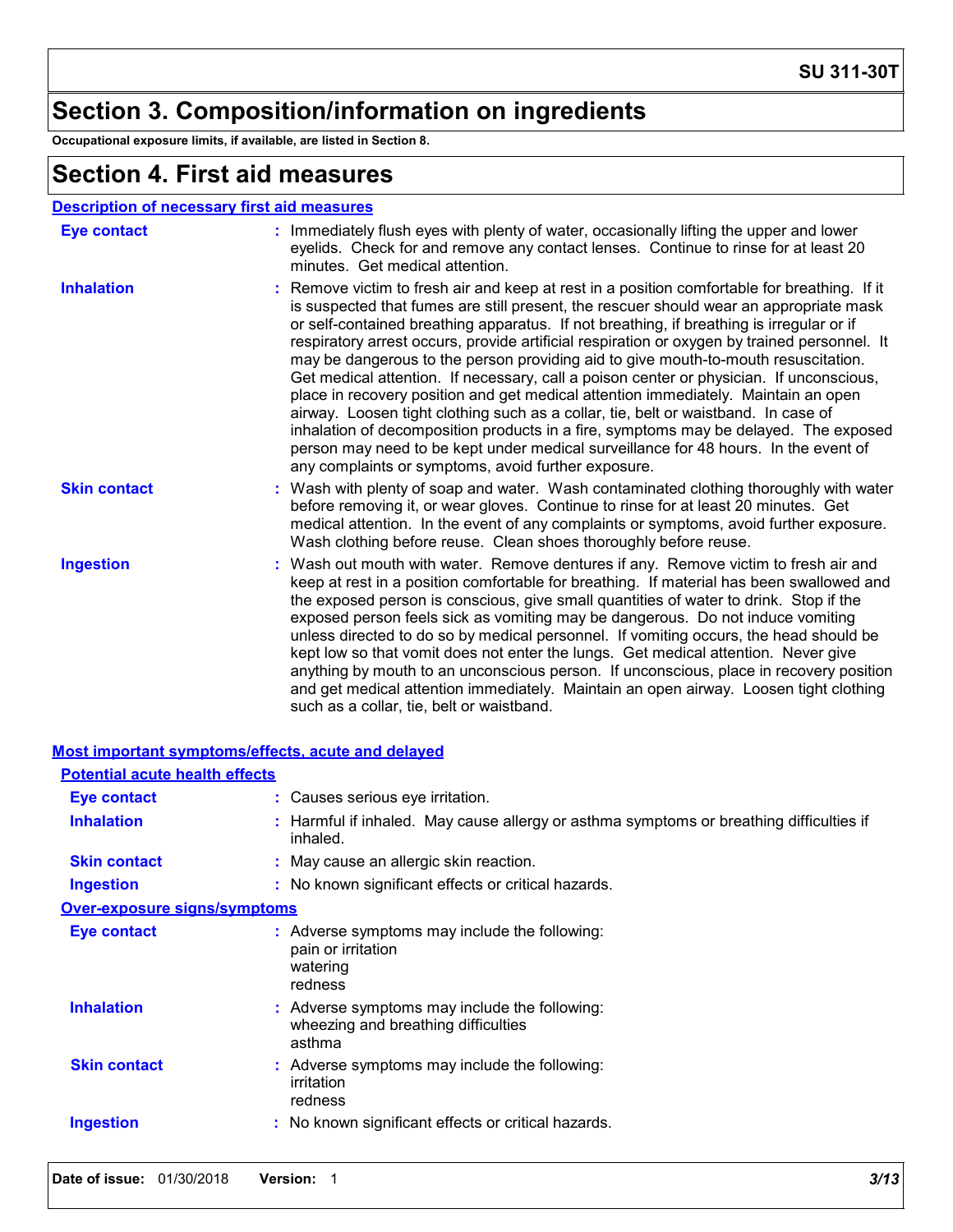# Section 3. Composition/information on ingredients

**Occupational exposure limits, if available, are listed in Section 8.**

# Section 4. First aid measures

## Description of necessary first aid measures

| | |
|---|---|
| **Eye contact** | : Immediately flush eyes with plenty of water, occasionally lifting the upper and lower eyelids. Check for and remove any contact lenses. Continue to rinse for at least 20 minutes. Get medical attention. |
| **Inhalation** | : Remove victim to fresh air and keep at rest in a position comfortable for breathing. If it is suspected that fumes are still present, the rescuer should wear an appropriate mask or self-contained breathing apparatus. If not breathing, if breathing is irregular or if respiratory arrest occurs, provide artificial respiration or oxygen by trained personnel. It may be dangerous to the person providing aid to give mouth-to-mouth resuscitation. Get medical attention. If necessary, call a poison center or physician. If unconscious, place in recovery position and get medical attention immediately. Maintain an open airway. Loosen tight clothing such as a collar, tie, belt or waistband. In case of inhalation of decomposition products in a fire, symptoms may be delayed. The exposed person may need to be kept under medical surveillance for 48 hours. In the event of any complaints or symptoms, avoid further exposure. |
| **Skin contact** | : Wash with plenty of soap and water. Wash contaminated clothing thoroughly with water before removing it, or wear gloves. Continue to rinse for at least 20 minutes. Get medical attention. In the event of any complaints or symptoms, avoid further exposure. Wash clothing before reuse. Clean shoes thoroughly before reuse. |
| **Ingestion** | : Wash out mouth with water. Remove dentures if any. Remove victim to fresh air and keep at rest in a position comfortable for breathing. If material has been swallowed and the exposed person is conscious, give small quantities of water to drink. Stop if the exposed person feels sick as vomiting may be dangerous. Do not induce vomiting unless directed to do so by medical personnel. If vomiting occurs, the head should be kept low so that vomit does not enter the lungs. Get medical attention. Never give anything by mouth to an unconscious person. If unconscious, place in recovery position and get medical attention immediately. Maintain an open airway. Loosen tight clothing such as a collar, tie, belt or waistband. |

## Most important symptoms/effects, acute and delayed

### Potential acute health effects

| | |
|---|---|
| **Eye contact** | : Causes serious eye irritation. |
| **Inhalation** | : Harmful if inhaled. May cause allergy or asthma symptoms or breathing difficulties if inhaled. |
| **Skin contact** | : May cause an allergic skin reaction. |
| **Ingestion** | : No known significant effects or critical hazards. |

### Over-exposure signs/symptoms

| | |
|---|---|
| **Eye contact** | : Adverse symptoms may include the following:<br>pain or irritation<br>watering<br>redness |
| **Inhalation** | : Adverse symptoms may include the following:<br>wheezing and breathing difficulties<br>asthma |
| **Skin contact** | : Adverse symptoms may include the following:<br>irritation<br>redness |
| **Ingestion** | : No known significant effects or critical hazards. |

**Date of issue:** 01/30/2018 **Version:** 1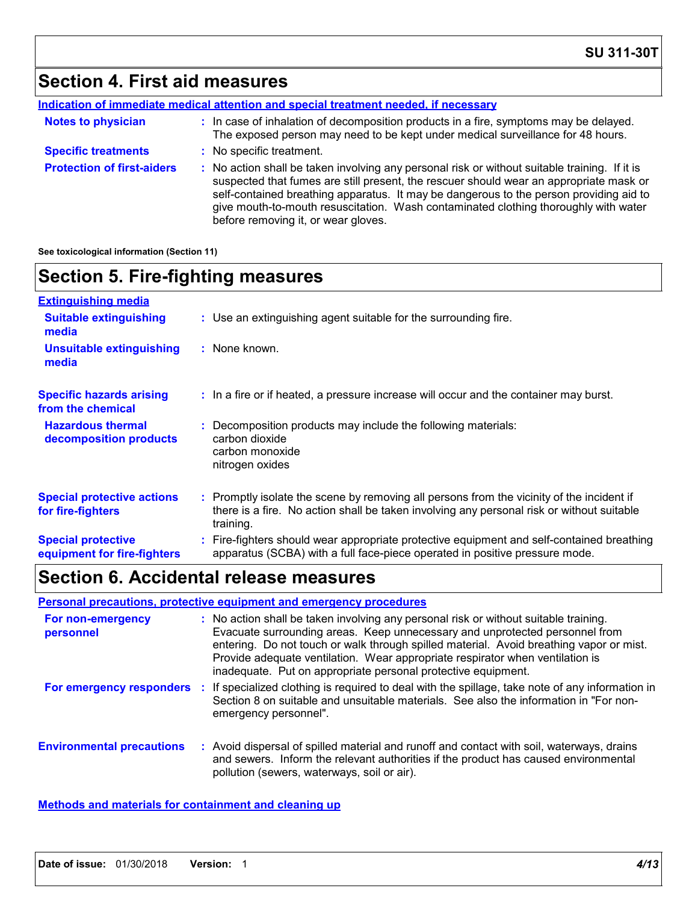## Section 4. First aid measures

**Indication of immediate medical attention and special treatment needed, if necessary**

**Notes to physician** : In case of inhalation of decomposition products in a fire, symptoms may be delayed. The exposed person may need to be kept under medical surveillance for 48 hours.

**Specific treatments** : No specific treatment.

**Protection of first-aiders** : No action shall be taken involving any personal risk or without suitable training. If it is suspected that fumes are still present, the rescuer should wear an appropriate mask or self-contained breathing apparatus. It may be dangerous to the person providing aid to give mouth-to-mouth resuscitation. Wash contaminated clothing thoroughly with water before removing it, or wear gloves.

**See toxicological information (Section 11)**

## Section 5. Fire-fighting measures

**Extinguishing media**

**Suitable extinguishing media** : Use an extinguishing agent suitable for the surrounding fire.

**Unsuitable extinguishing media** : None known.

**Specific hazards arising from the chemical** : In a fire or if heated, a pressure increase will occur and the container may burst.

**Hazardous thermal decomposition products** : Decomposition products may include the following materials:
carbon dioxide
carbon monoxide
nitrogen oxides

**Special protective actions for fire-fighters** : Promptly isolate the scene by removing all persons from the vicinity of the incident if there is a fire. No action shall be taken involving any personal risk or without suitable training.

**Special protective equipment for fire-fighters** : Fire-fighters should wear appropriate protective equipment and self-contained breathing apparatus (SCBA) with a full face-piece operated in positive pressure mode.

## Section 6. Accidental release measures

**Personal precautions, protective equipment and emergency procedures**

**For non-emergency personnel** : No action shall be taken involving any personal risk or without suitable training. Evacuate surrounding areas. Keep unnecessary and unprotected personnel from entering. Do not touch or walk through spilled material. Avoid breathing vapor or mist. Provide adequate ventilation. Wear appropriate respirator when ventilation is inadequate. Put on appropriate personal protective equipment.

**For emergency responders** : If specialized clothing is required to deal with the spillage, take note of any information in Section 8 on suitable and unsuitable materials. See also the information in "For non-emergency personnel".

**Environmental precautions** : Avoid dispersal of spilled material and runoff and contact with soil, waterways, drains and sewers. Inform the relevant authorities if the product has caused environmental pollution (sewers, waterways, soil or air).

**Methods and materials for containment and cleaning up**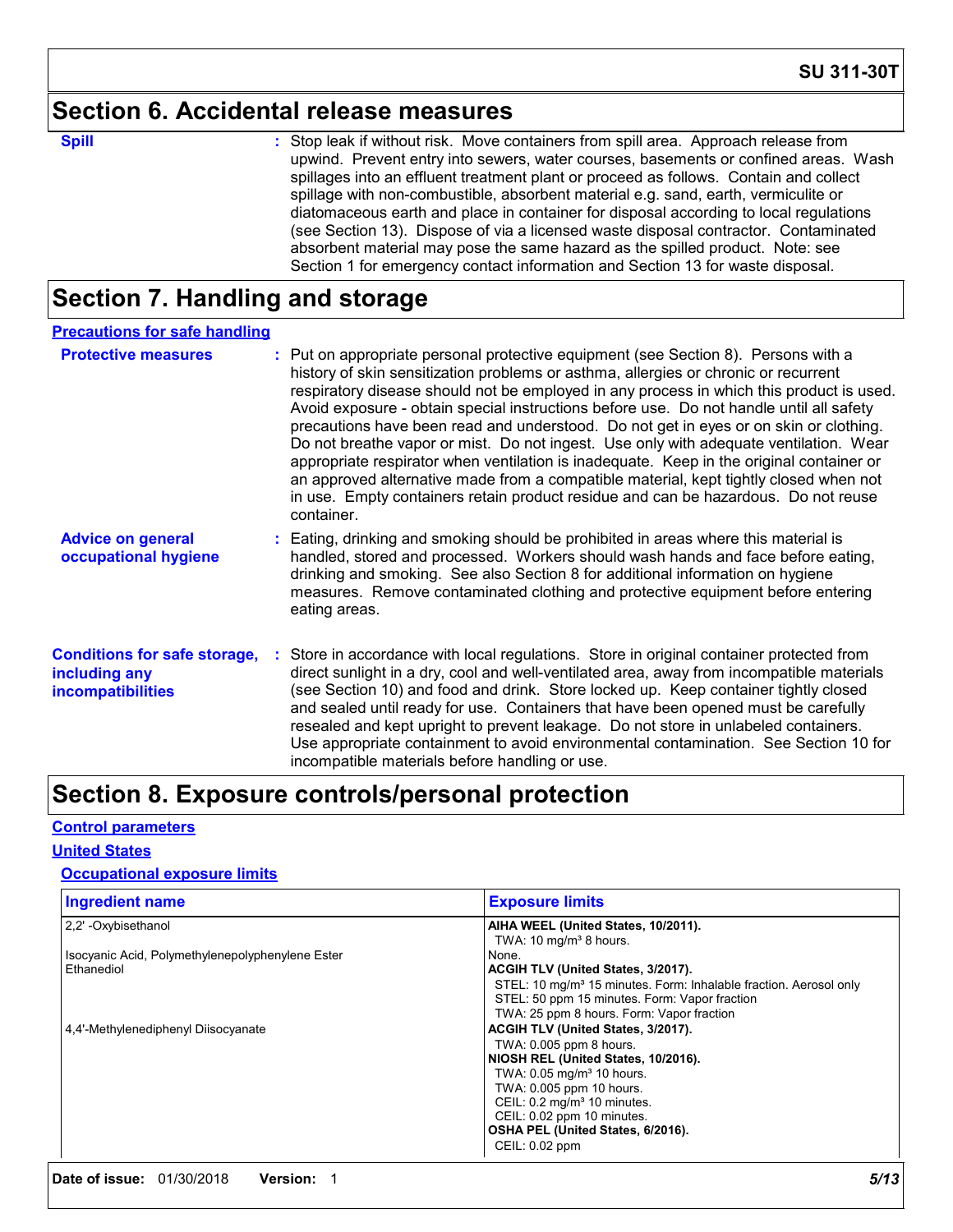## Section 6. Accidental release measures

**Spill** : Stop leak if without risk. Move containers from spill area. Approach release from upwind. Prevent entry into sewers, water courses, basements or confined areas. Wash spillages into an effluent treatment plant or proceed as follows. Contain and collect spillage with non-combustible, absorbent material e.g. sand, earth, vermiculite or diatomaceous earth and place in container for disposal according to local regulations (see Section 13). Dispose of via a licensed waste disposal contractor. Contaminated absorbent material may pose the same hazard as the spilled product. Note: see Section 1 for emergency contact information and Section 13 for waste disposal.

## Section 7. Handling and storage

### Precautions for safe handling

**Protective measures** : Put on appropriate personal protective equipment (see Section 8). Persons with a history of skin sensitization problems or asthma, allergies or chronic or recurrent respiratory disease should not be employed in any process in which this product is used. Avoid exposure - obtain special instructions before use. Do not handle until all safety precautions have been read and understood. Do not get in eyes or on skin or clothing. Do not breathe vapor or mist. Do not ingest. Use only with adequate ventilation. Wear appropriate respirator when ventilation is inadequate. Keep in the original container or an approved alternative made from a compatible material, kept tightly closed when not in use. Empty containers retain product residue and can be hazardous. Do not reuse container.

**Advice on general occupational hygiene** : Eating, drinking and smoking should be prohibited in areas where this material is handled, stored and processed. Workers should wash hands and face before eating, drinking and smoking. See also Section 8 for additional information on hygiene measures. Remove contaminated clothing and protective equipment before entering eating areas.

**Conditions for safe storage, including any incompatibilities** : Store in accordance with local regulations. Store in original container protected from direct sunlight in a dry, cool and well-ventilated area, away from incompatible materials (see Section 10) and food and drink. Store locked up. Keep container tightly closed and sealed until ready for use. Containers that have been opened must be carefully resealed and kept upright to prevent leakage. Do not store in unlabeled containers. Use appropriate containment to avoid environmental contamination. See Section 10 for incompatible materials before handling or use.

## Section 8. Exposure controls/personal protection

### Control parameters

### United States

#### Occupational exposure limits

| Ingredient name | Exposure limits |
|---|---|
| 2,2' -Oxybisethanol | **AIHA WEEL (United States, 10/2011).**<br>TWA: 10 mg/m³ 8 hours. |
| Isocyanic Acid, Polymethylenepolyphenylene Ester | None. |
| Ethanediol | **ACGIH TLV (United States, 3/2017).**<br>STEL: 10 mg/m³ 15 minutes. Form: Inhalable fraction. Aerosol only<br>STEL: 50 ppm 15 minutes. Form: Vapor fraction<br>TWA: 25 ppm 8 hours. Form: Vapor fraction |
| 4,4'-Methylenediphenyl Diisocyanate | **ACGIH TLV (United States, 3/2017).**<br>TWA: 0.005 ppm 8 hours.<br>**NIOSH REL (United States, 10/2016).**<br>TWA: 0.05 mg/m³ 10 hours.<br>TWA: 0.005 ppm 10 hours.<br>CEIL: 0.2 mg/m³ 10 minutes.<br>CEIL: 0.02 ppm 10 minutes.<br>**OSHA PEL (United States, 6/2016).**<br>CEIL: 0.02 ppm |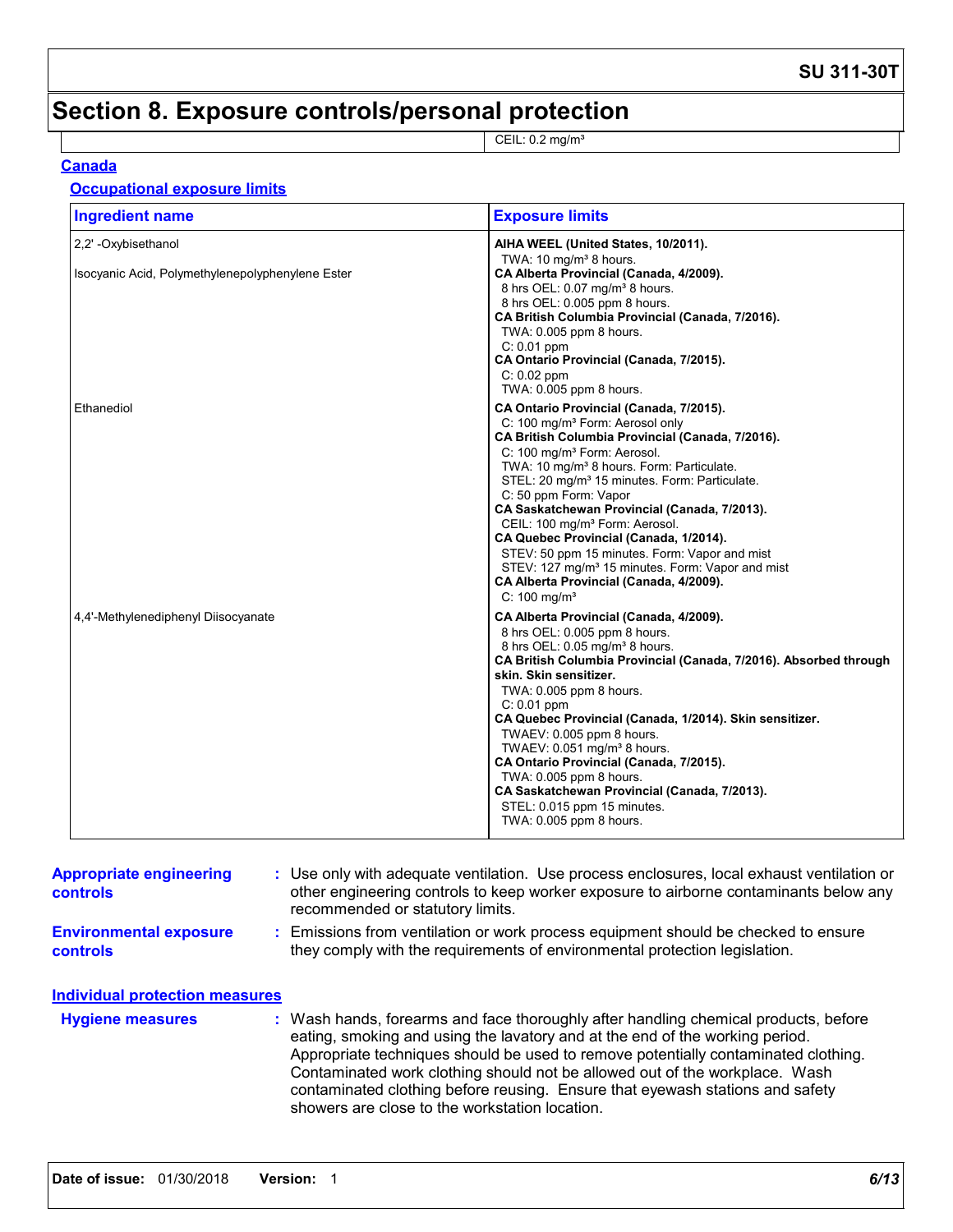# Section 8. Exposure controls/personal protection

| | |
|---|---|
| | CEIL: 0.2 mg/m³ |

## Canada

### Occupational exposure limits

| Ingredient name | Exposure limits |
|---|---|
| 2,2' -Oxybisethanol | **AIHA WEEL (United States, 10/2011).**<br>TWA: 10 mg/m³ 8 hours. |
| Isocyanic Acid, Polymethylenepolyphenylene Ester | **CA Alberta Provincial (Canada, 4/2009).**<br>8 hrs OEL: 0.07 mg/m³ 8 hours.<br>8 hrs OEL: 0.005 ppm 8 hours.<br>**CA British Columbia Provincial (Canada, 7/2016).**<br>TWA: 0.005 ppm 8 hours.<br>C: 0.01 ppm<br>**CA Ontario Provincial (Canada, 7/2015).**<br>C: 0.02 ppm<br>TWA: 0.005 ppm 8 hours. |
| Ethanediol | **CA Ontario Provincial (Canada, 7/2015).**<br>C: 100 mg/m³ Form: Aerosol only<br>**CA British Columbia Provincial (Canada, 7/2016).**<br>C: 100 mg/m³ Form: Aerosol.<br>TWA: 10 mg/m³ 8 hours. Form: Particulate.<br>STEL: 20 mg/m³ 15 minutes. Form: Particulate.<br>C: 50 ppm Form: Vapor<br>**CA Saskatchewan Provincial (Canada, 7/2013).**<br>CEIL: 100 mg/m³ Form: Aerosol.<br>**CA Quebec Provincial (Canada, 1/2014).**<br>STEV: 50 ppm 15 minutes. Form: Vapor and mist<br>STEV: 127 mg/m³ 15 minutes. Form: Vapor and mist<br>**CA Alberta Provincial (Canada, 4/2009).**<br>C: 100 mg/m³ |
| 4,4'-Methylenediphenyl Diisocyanate | **CA Alberta Provincial (Canada, 4/2009).**<br>8 hrs OEL: 0.005 ppm 8 hours.<br>8 hrs OEL: 0.05 mg/m³ 8 hours.<br>**CA British Columbia Provincial (Canada, 7/2016). Absorbed through skin. Skin sensitizer.**<br>TWA: 0.005 ppm 8 hours.<br>C: 0.01 ppm<br>**CA Quebec Provincial (Canada, 1/2014). Skin sensitizer.**<br>TWAEV: 0.005 ppm 8 hours.<br>TWAEV: 0.051 mg/m³ 8 hours.<br>**CA Ontario Provincial (Canada, 7/2015).**<br>TWA: 0.005 ppm 8 hours.<br>**CA Saskatchewan Provincial (Canada, 7/2013).**<br>STEL: 0.015 ppm 15 minutes.<br>TWA: 0.005 ppm 8 hours. |

**Appropriate engineering controls** : Use only with adequate ventilation. Use process enclosures, local exhaust ventilation or other engineering controls to keep worker exposure to airborne contaminants below any recommended or statutory limits.

**Environmental exposure controls** : Emissions from ventilation or work process equipment should be checked to ensure they comply with the requirements of environmental protection legislation.

### Individual protection measures

**Hygiene measures** : Wash hands, forearms and face thoroughly after handling chemical products, before eating, smoking and using the lavatory and at the end of the working period. Appropriate techniques should be used to remove potentially contaminated clothing. Contaminated work clothing should not be allowed out of the workplace. Wash contaminated clothing before reusing. Ensure that eyewash stations and safety showers are close to the workstation location.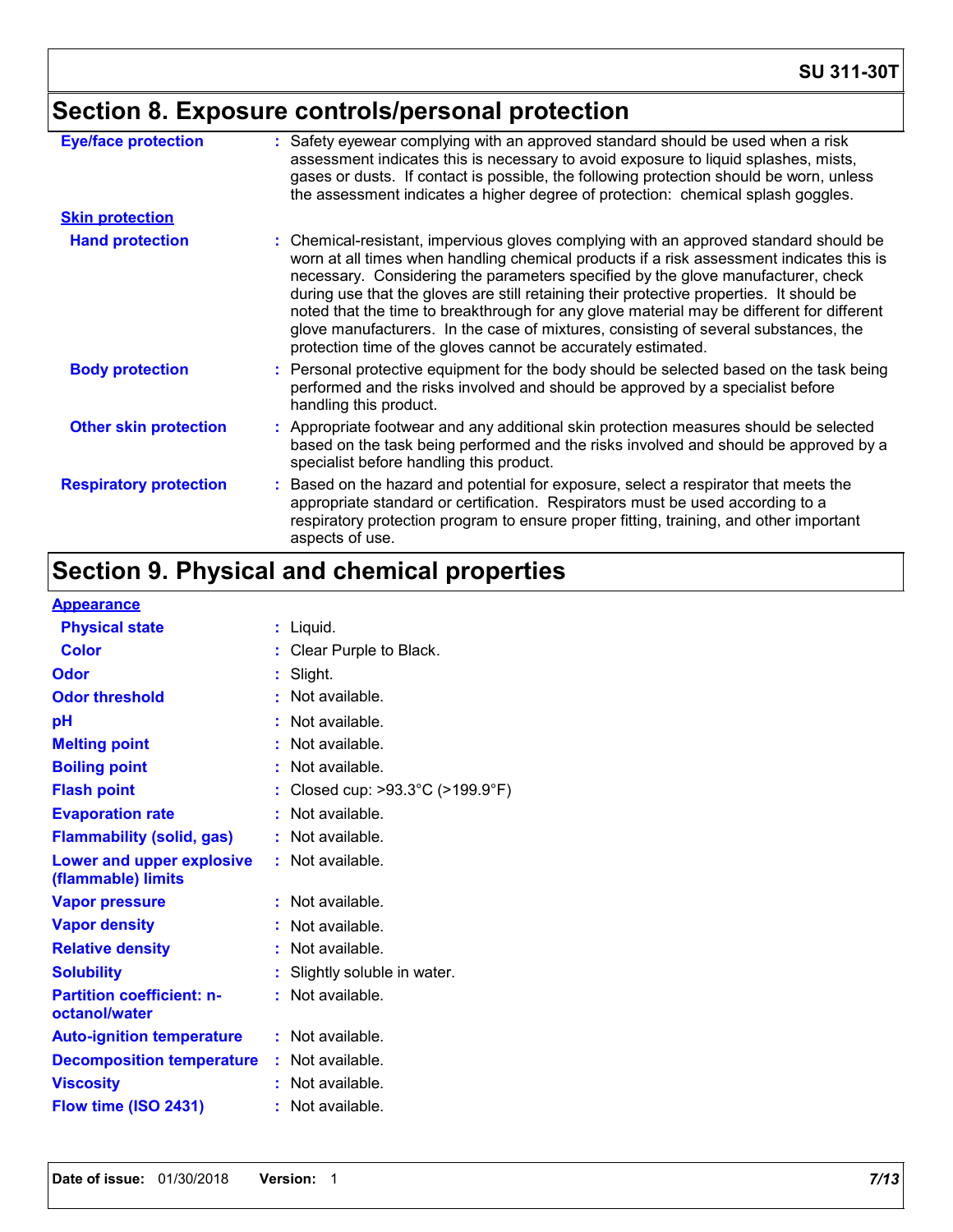## Section 8. Exposure controls/personal protection

**Eye/face protection** : Safety eyewear complying with an approved standard should be used when a risk assessment indicates this is necessary to avoid exposure to liquid splashes, mists, gases or dusts. If contact is possible, the following protection should be worn, unless the assessment indicates a higher degree of protection: chemical splash goggles.

**Skin protection**

**Hand protection** : Chemical-resistant, impervious gloves complying with an approved standard should be worn at all times when handling chemical products if a risk assessment indicates this is necessary. Considering the parameters specified by the glove manufacturer, check during use that the gloves are still retaining their protective properties. It should be noted that the time to breakthrough for any glove material may be different for different glove manufacturers. In the case of mixtures, consisting of several substances, the protection time of the gloves cannot be accurately estimated.

**Body protection** : Personal protective equipment for the body should be selected based on the task being performed and the risks involved and should be approved by a specialist before handling this product.

**Other skin protection** : Appropriate footwear and any additional skin protection measures should be selected based on the task being performed and the risks involved and should be approved by a specialist before handling this product.

**Respiratory protection** : Based on the hazard and potential for exposure, select a respirator that meets the appropriate standard or certification. Respirators must be used according to a respiratory protection program to ensure proper fitting, training, and other important aspects of use.

## Section 9. Physical and chemical properties

**Appearance**

| | |
|---|---|
| **Physical state** | : Liquid. |
| **Color** | : Clear Purple to Black. |
| **Odor** | : Slight. |
| **Odor threshold** | : Not available. |
| **pH** | : Not available. |
| **Melting point** | : Not available. |
| **Boiling point** | : Not available. |
| **Flash point** | : Closed cup: >93.3°C (>199.9°F) |
| **Evaporation rate** | : Not available. |
| **Flammability (solid, gas)** | : Not available. |
| **Lower and upper explosive (flammable) limits** | : Not available. |
| **Vapor pressure** | : Not available. |
| **Vapor density** | : Not available. |
| **Relative density** | : Not available. |
| **Solubility** | : Slightly soluble in water. |
| **Partition coefficient: n-octanol/water** | : Not available. |
| **Auto-ignition temperature** | : Not available. |
| **Decomposition temperature** | : Not available. |
| **Viscosity** | : Not available. |
| **Flow time (ISO 2431)** | : Not available. |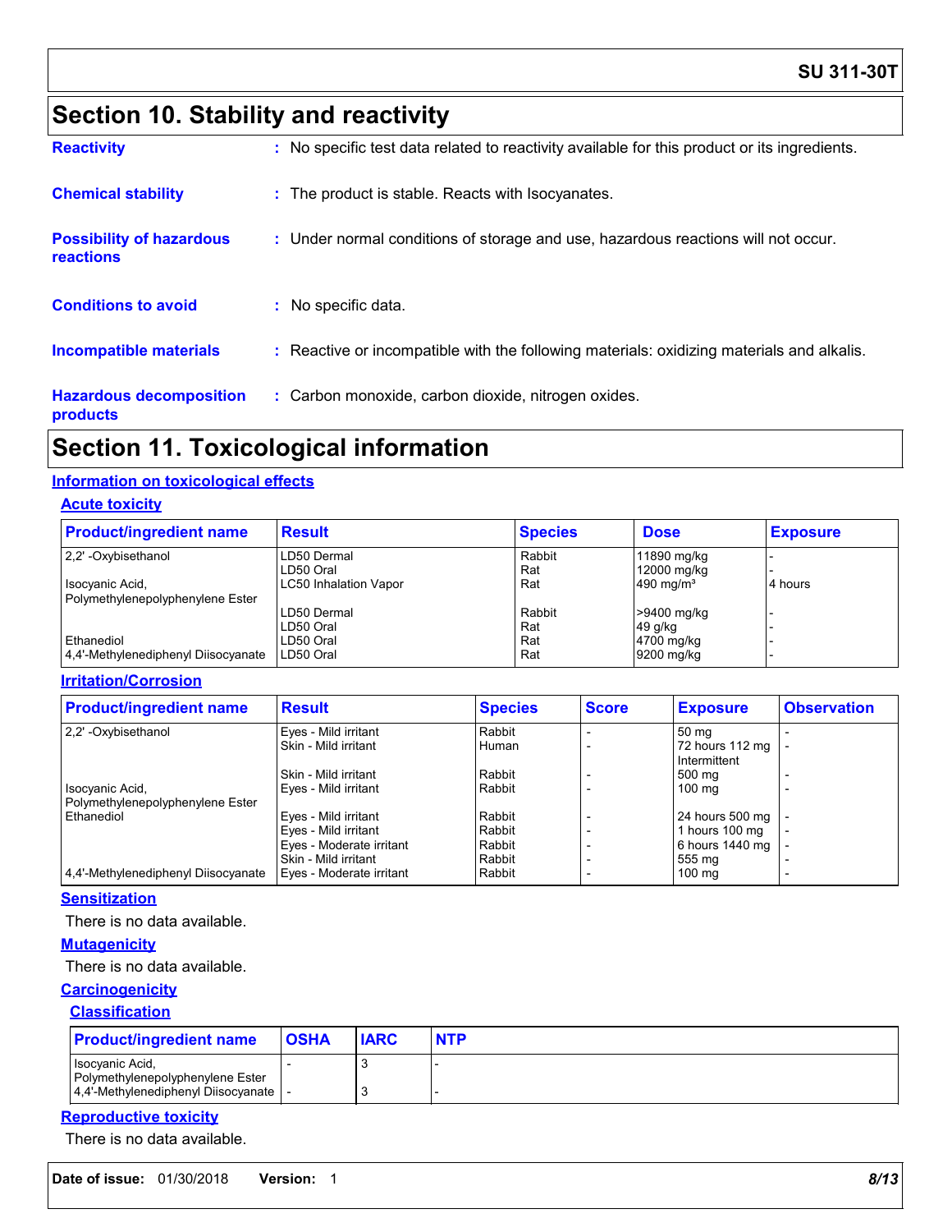# Section 10. Stability and reactivity

**Reactivity** : No specific test data related to reactivity available for this product or its ingredients.

**Chemical stability** : The product is stable. Reacts with Isocyanates.

**Possibility of hazardous reactions** : Under normal conditions of storage and use, hazardous reactions will not occur.

**Conditions to avoid** : No specific data.

**Incompatible materials** : Reactive or incompatible with the following materials: oxidizing materials and alkalis.

**Hazardous decomposition products** : Carbon monoxide, carbon dioxide, nitrogen oxides.

# Section 11. Toxicological information

## Information on toxicological effects

### Acute toxicity

| Product/ingredient name | Result | Species | Dose | Exposure |
|---|---|---|---|---|
| 2,2' -Oxybisethanol | LD50 Dermal | Rabbit | 11890 mg/kg | - |
| | LD50 Oral | Rat | 12000 mg/kg | - |
| Isocyanic Acid, Polymethylenepolyphenylene Ester | LC50 Inhalation Vapor | Rat | 490 mg/m³ | 4 hours |
| | LD50 Dermal | Rabbit | >9400 mg/kg | - |
| | LD50 Oral | Rat | 49 g/kg | - |
| Ethanediol | LD50 Oral | Rat | 4700 mg/kg | - |
| 4,4'-Methylenediphenyl Diisocyanate | LD50 Oral | Rat | 9200 mg/kg | - |

### Irritation/Corrosion

| Product/ingredient name | Result | Species | Score | Exposure | Observation |
|---|---|---|---|---|---|
| 2,2' -Oxybisethanol | Eyes - Mild irritant | Rabbit | - | 50 mg | - |
| | Skin - Mild irritant | Human | - | 72 hours 112 mg Intermittent | - |
| | Skin - Mild irritant | Rabbit | - | 500 mg | - |
| Isocyanic Acid, Polymethylenepolyphenylene Ester | Eyes - Mild irritant | Rabbit | - | 100 mg | - |
| Ethanediol | Eyes - Mild irritant | Rabbit | - | 24 hours 500 mg | - |
| | Eyes - Mild irritant | Rabbit | - | 1 hours 100 mg | - |
| | Eyes - Moderate irritant | Rabbit | - | 6 hours 1440 mg | - |
| | Skin - Mild irritant | Rabbit | - | 555 mg | - |
| 4,4'-Methylenediphenyl Diisocyanate | Eyes - Moderate irritant | Rabbit | - | 100 mg | - |

### Sensitization

There is no data available.

### Mutagenicity

There is no data available.

### Carcinogenicity

#### Classification

| Product/ingredient name | OSHA | IARC | NTP |
|---|---|---|---|
| Isocyanic Acid, Polymethylenepolyphenylene Ester | - | 3 | - |
| 4,4'-Methylenediphenyl Diisocyanate | - | 3 | - |

### Reproductive toxicity

There is no data available.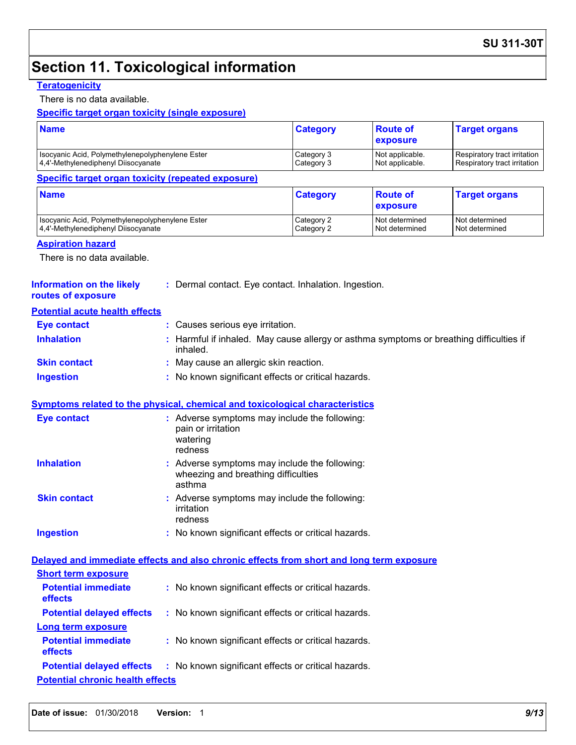# Section 11. Toxicological information

### Teratogenicity

There is no data available.

### Specific target organ toxicity (single exposure)

| Name | Category | Route of exposure | Target organs |
|---|---|---|---|
| Isocyanic Acid, Polymethylenepolyphenylene Ester | Category 3 | Not applicable. | Respiratory tract irritation |
| 4,4'-Methylenediphenyl Diisocyanate | Category 3 | Not applicable. | Respiratory tract irritation |

### Specific target organ toxicity (repeated exposure)

| Name | Category | Route of exposure | Target organs |
|---|---|---|---|
| Isocyanic Acid, Polymethylenepolyphenylene Ester | Category 2 | Not determined | Not determined |
| 4,4'-Methylenediphenyl Diisocyanate | Category 2 | Not determined | Not determined |

### Aspiration hazard

There is no data available.

**Information on the likely routes of exposure** : Dermal contact. Eye contact. Inhalation. Ingestion.

### Potential acute health effects

**Eye contact** : Causes serious eye irritation.

**Inhalation** : Harmful if inhaled. May cause allergy or asthma symptoms or breathing difficulties if inhaled.

**Skin contact** : May cause an allergic skin reaction.

**Ingestion** : No known significant effects or critical hazards.

### Symptoms related to the physical, chemical and toxicological characteristics

**Eye contact** : Adverse symptoms may include the following:
pain or irritation
watering
redness

**Inhalation** : Adverse symptoms may include the following:
wheezing and breathing difficulties
asthma

**Skin contact** : Adverse symptoms may include the following:
irritation
redness

**Ingestion** : No known significant effects or critical hazards.

### Delayed and immediate effects and also chronic effects from short and long term exposure

#### Short term exposure

**Potential immediate effects** : No known significant effects or critical hazards.

**Potential delayed effects** : No known significant effects or critical hazards.

#### Long term exposure

**Potential immediate effects** : No known significant effects or critical hazards.

**Potential delayed effects** : No known significant effects or critical hazards.

#### Potential chronic health effects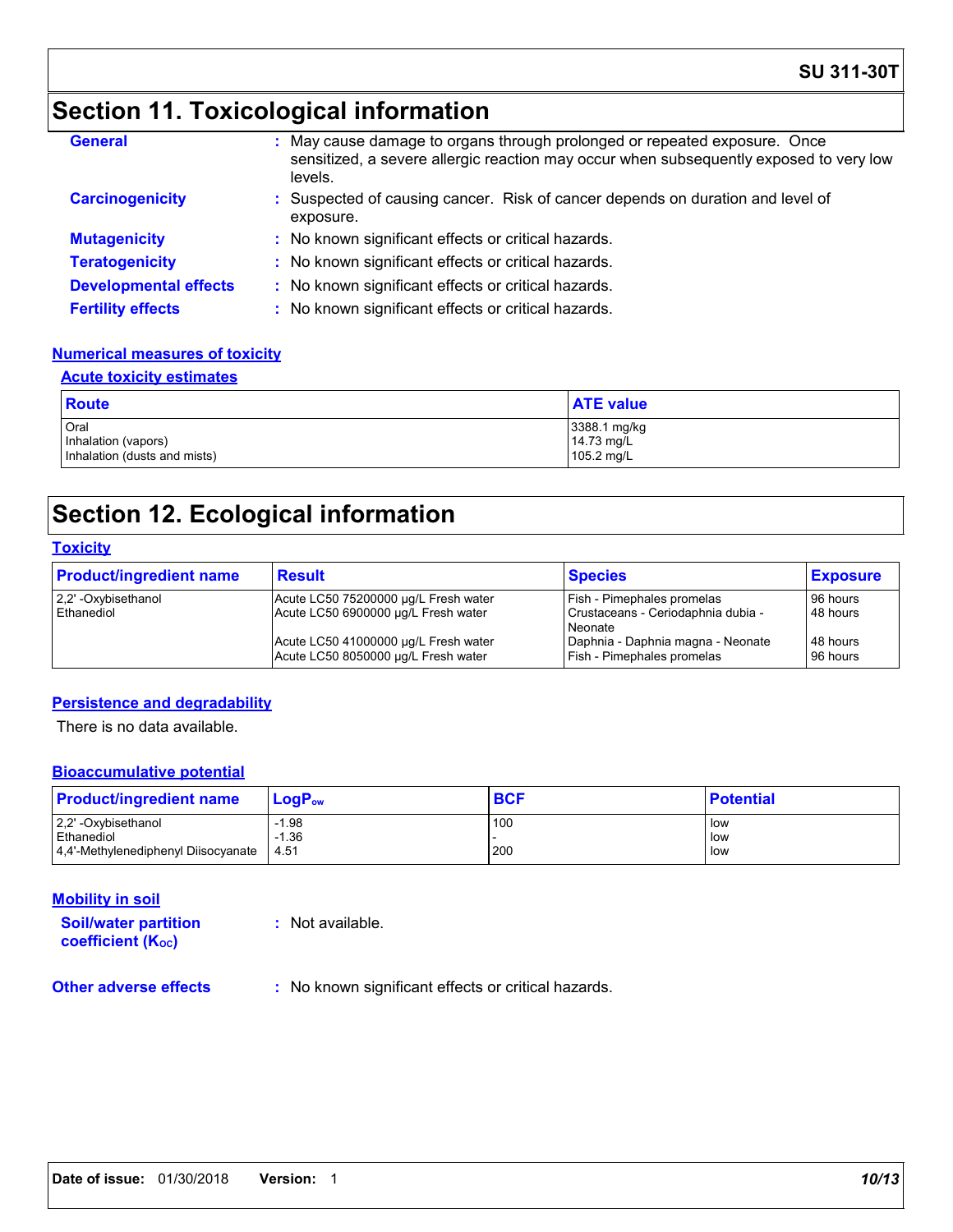## Section 11. Toxicological information

**General** : May cause damage to organs through prolonged or repeated exposure. Once sensitized, a severe allergic reaction may occur when subsequently exposed to very low levels.

**Carcinogenicity** : Suspected of causing cancer. Risk of cancer depends on duration and level of exposure.

**Mutagenicity** : No known significant effects or critical hazards.

**Teratogenicity** : No known significant effects or critical hazards.

**Developmental effects** : No known significant effects or critical hazards.

**Fertility effects** : No known significant effects or critical hazards.

### Numerical measures of toxicity

#### Acute toxicity estimates

| Route | ATE value |
|---|---|
| Oral | 3388.1 mg/kg |
| Inhalation (vapors) | 14.73 mg/L |
| Inhalation (dusts and mists) | 105.2 mg/L |

## Section 12. Ecological information

### Toxicity

| Product/ingredient name | Result | Species | Exposure |
|---|---|---|---|
| 2,2' -Oxybisethanol | Acute LC50 75200000 µg/L Fresh water | Fish - Pimephales promelas | 96 hours |
| Ethanediol | Acute LC50 6900000 µg/L Fresh water | Crustaceans - Ceriodaphnia dubia - Neonate | 48 hours |
| | Acute LC50 41000000 µg/L Fresh water | Daphnia - Daphnia magna - Neonate | 48 hours |
| | Acute LC50 8050000 µg/L Fresh water | Fish - Pimephales promelas | 96 hours |

### Persistence and degradability

There is no data available.

### Bioaccumulative potential

| Product/ingredient name | $LogP_{ow}$ | BCF | Potential |
|---|---|---|---|
| 2,2' -Oxybisethanol | -1.98 | 100 | low |
| Ethanediol | -1.36 | - | low |
| 4,4'-Methylenediphenyl Diisocyanate | 4.51 | 200 | low |

### Mobility in soil

**Soil/water partition coefficient ($K_{OC}$)** : Not available.

**Other adverse effects** : No known significant effects or critical hazards.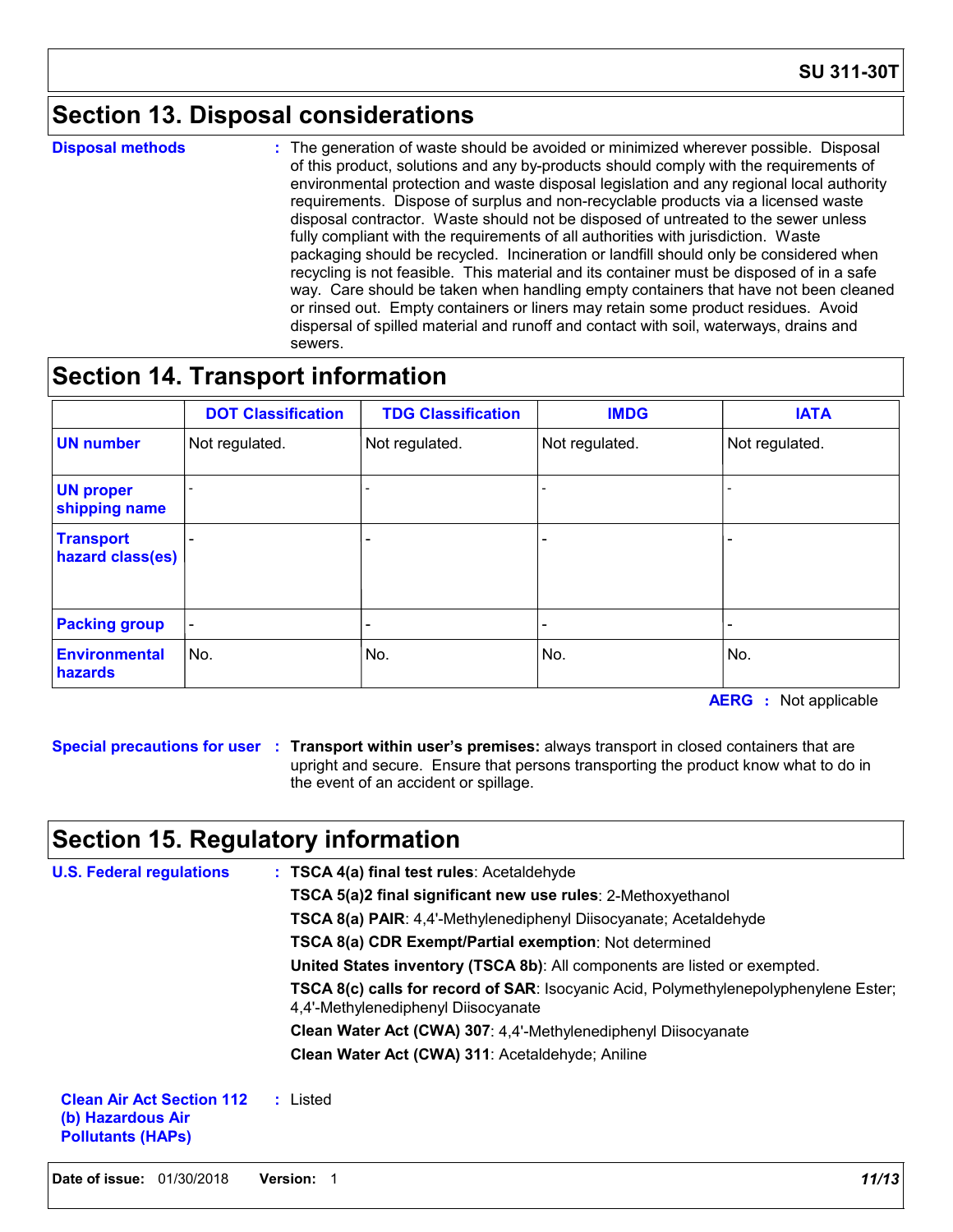## Section 13. Disposal considerations

**Disposal methods** : The generation of waste should be avoided or minimized wherever possible. Disposal of this product, solutions and any by-products should comply with the requirements of environmental protection and waste disposal legislation and any regional local authority requirements. Dispose of surplus and non-recyclable products via a licensed waste disposal contractor. Waste should not be disposed of untreated to the sewer unless fully compliant with the requirements of all authorities with jurisdiction. Waste packaging should be recycled. Incineration or landfill should only be considered when recycling is not feasible. This material and its container must be disposed of in a safe way. Care should be taken when handling empty containers that have not been cleaned or rinsed out. Empty containers or liners may retain some product residues. Avoid dispersal of spilled material and runoff and contact with soil, waterways, drains and sewers.

## Section 14. Transport information

| | DOT Classification | TDG Classification | IMDG | IATA |
|---|---|---|---|---|
| UN number | Not regulated. | Not regulated. | Not regulated. | Not regulated. |
| UN proper shipping name | - | - | - | - |
| Transport hazard class(es) | - | - | - | - |
| Packing group | - | - | - | - |
| Environmental hazards | No. | No. | No. | No. |

**AERG** : Not applicable

**Special precautions for user** : **Transport within user's premises:** always transport in closed containers that are upright and secure. Ensure that persons transporting the product know what to do in the event of an accident or spillage.

## Section 15. Regulatory information

**U.S. Federal regulations** : **TSCA 4(a) final test rules**: Acetaldehyde

**TSCA 5(a)2 final significant new use rules**: 2-Methoxyethanol

**TSCA 8(a) PAIR**: 4,4'-Methylenediphenyl Diisocyanate; Acetaldehyde

**TSCA 8(a) CDR Exempt/Partial exemption**: Not determined

**United States inventory (TSCA 8b)**: All components are listed or exempted.

**TSCA 8(c) calls for record of SAR**: Isocyanic Acid, Polymethylenepolyphenylene Ester; 4,4'-Methylenediphenyl Diisocyanate

**Clean Water Act (CWA) 307**: 4,4'-Methylenediphenyl Diisocyanate

**Clean Water Act (CWA) 311**: Acetaldehyde; Aniline

**Clean Air Act Section 112 (b) Hazardous Air Pollutants (HAPs)** : Listed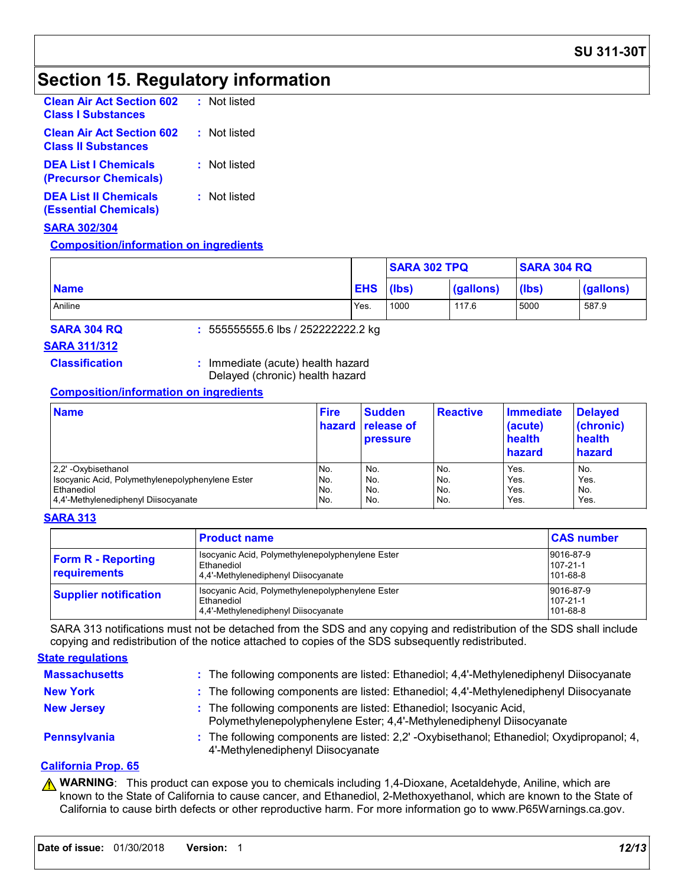# Section 15. Regulatory information

**Clean Air Act Section 602 Class I Substances** : Not listed

**Clean Air Act Section 602 Class II Substances** : Not listed

**DEA List I Chemicals (Precursor Chemicals)** : Not listed

**DEA List II Chemicals (Essential Chemicals)** : Not listed

## SARA 302/304

### Composition/information on ingredients

| Name | EHS | SARA 302 TPQ | | SARA 304 RQ | |
|---|---|---|---|---|---|
| | | (lbs) | (gallons) | (lbs) | (gallons) |
| Aniline | Yes. | 1000 | 117.6 | 5000 | 587.9 |

**SARA 304 RQ** : 555555555.6 lbs / 252222222.2 kg

## SARA 311/312

**Classification** : Immediate (acute) health hazard
Delayed (chronic) health hazard

### Composition/information on ingredients

| Name | Fire hazard | Sudden release of pressure | Reactive | Immediate (acute) health hazard | Delayed (chronic) health hazard |
|---|---|---|---|---|---|
| 2,2' -Oxybisethanol | No. | No. | No. | Yes. | No. |
| Isocyanic Acid, Polymethylenepolyphenylene Ester | No. | No. | No. | Yes. | Yes. |
| Ethanediol | No. | No. | No. | Yes. | No. |
| 4,4'-Methylenediphenyl Diisocyanate | No. | No. | No. | Yes. | Yes. |

## SARA 313

| | Product name | CAS number |
|---|---|---|
| **Form R - Reporting requirements** | Isocyanic Acid, Polymethylenepolyphenylene Ester<br>Ethanediol<br>4,4'-Methylenediphenyl Diisocyanate | 9016-87-9<br>107-21-1<br>101-68-8 |
| **Supplier notification** | Isocyanic Acid, Polymethylenepolyphenylene Ester<br>Ethanediol<br>4,4'-Methylenediphenyl Diisocyanate | 9016-87-9<br>107-21-1<br>101-68-8 |

SARA 313 notifications must not be detached from the SDS and any copying and redistribution of the SDS shall include copying and redistribution of the notice attached to copies of the SDS subsequently redistributed.

## State regulations

**Massachusetts** : The following components are listed: Ethanediol; 4,4'-Methylenediphenyl Diisocyanate

**New York** : The following components are listed: Ethanediol; 4,4'-Methylenediphenyl Diisocyanate

**New Jersey** : The following components are listed: Ethanediol; Isocyanic Acid, Polymethylenepolyphenylene Ester; 4,4'-Methylenediphenyl Diisocyanate

**Pennsylvania** : The following components are listed: 2,2' -Oxybisethanol; Ethanediol; Oxydipropanol; 4, 4'-Methylenediphenyl Diisocyanate

## California Prop. 65

⚠ **WARNING**: This product can expose you to chemicals including 1,4-Dioxane, Acetaldehyde, Aniline, which are known to the State of California to cause cancer, and Ethanediol, 2-Methoxyethanol, which are known to the State of California to cause birth defects or other reproductive harm. For more information go to www.P65Warnings.ca.gov.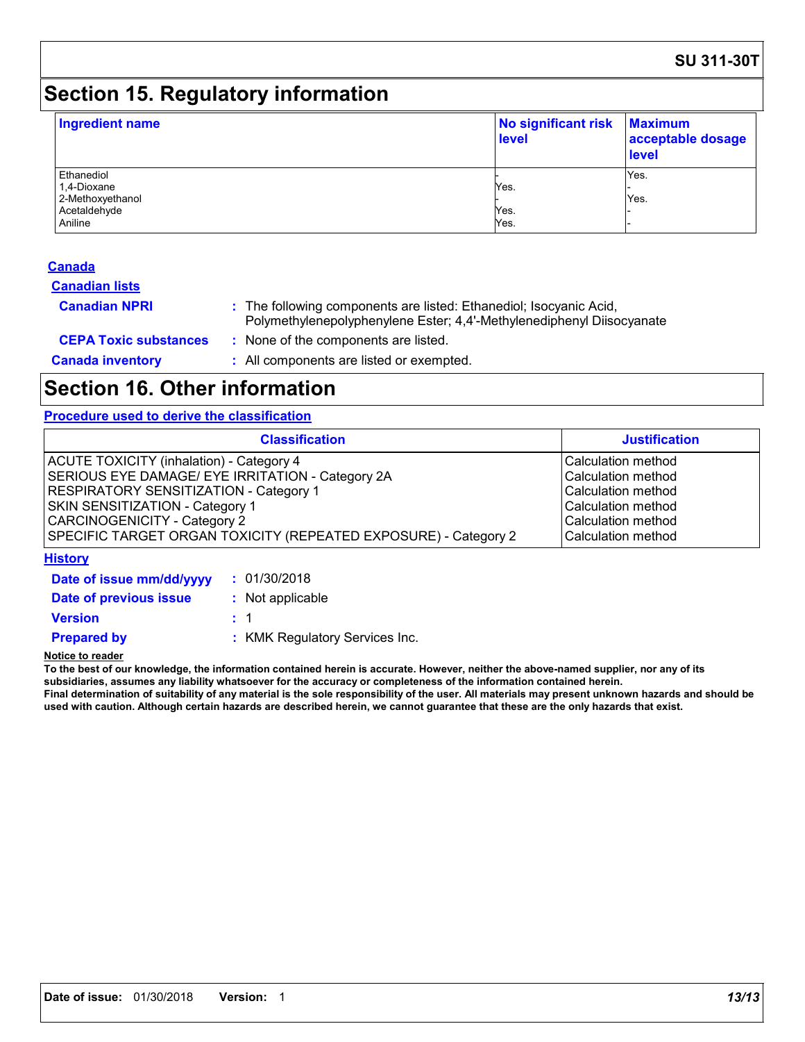## Section 15. Regulatory information

| Ingredient name | No significant risk level | Maximum acceptable dosage level |
| --- | --- | --- |
| Ethanediol | - | Yes. |
| 1,4-Dioxane | Yes. | - |
| 2-Methoxyethanol | - | Yes. |
| Acetaldehyde | Yes. | - |
| Aniline | Yes. | - |

### Canada

**Canadian lists**

**Canadian NPRI** : The following components are listed: Ethanediol; Isocyanic Acid, Polymethylenepolyphenylene Ester; 4,4'-Methylenediphenyl Diisocyanate

**CEPA Toxic substances** : None of the components are listed.

**Canada inventory** : All components are listed or exempted.

## Section 16. Other information

### Procedure used to derive the classification

| Classification | Justification |
| --- | --- |
| ACUTE TOXICITY (inhalation) - Category 4 | Calculation method |
| SERIOUS EYE DAMAGE/ EYE IRRITATION - Category 2A | Calculation method |
| RESPIRATORY SENSITIZATION - Category 1 | Calculation method |
| SKIN SENSITIZATION - Category 1 | Calculation method |
| CARCINOGENICITY - Category 2 | Calculation method |
| SPECIFIC TARGET ORGAN TOXICITY (REPEATED EXPOSURE) - Category 2 | Calculation method |

### History

**Date of issue mm/dd/yyyy** : 01/30/2018

**Date of previous issue** : Not applicable

**Version** : 1

**Prepared by** : KMK Regulatory Services Inc.

**Notice to reader**

**To the best of our knowledge, the information contained herein is accurate. However, neither the above-named supplier, nor any of its subsidiaries, assumes any liability whatsoever for the accuracy or completeness of the information contained herein.**
**Final determination of suitability of any material is the sole responsibility of the user. All materials may present unknown hazards and should be used with caution. Although certain hazards are described herein, we cannot guarantee that these are the only hazards that exist.**